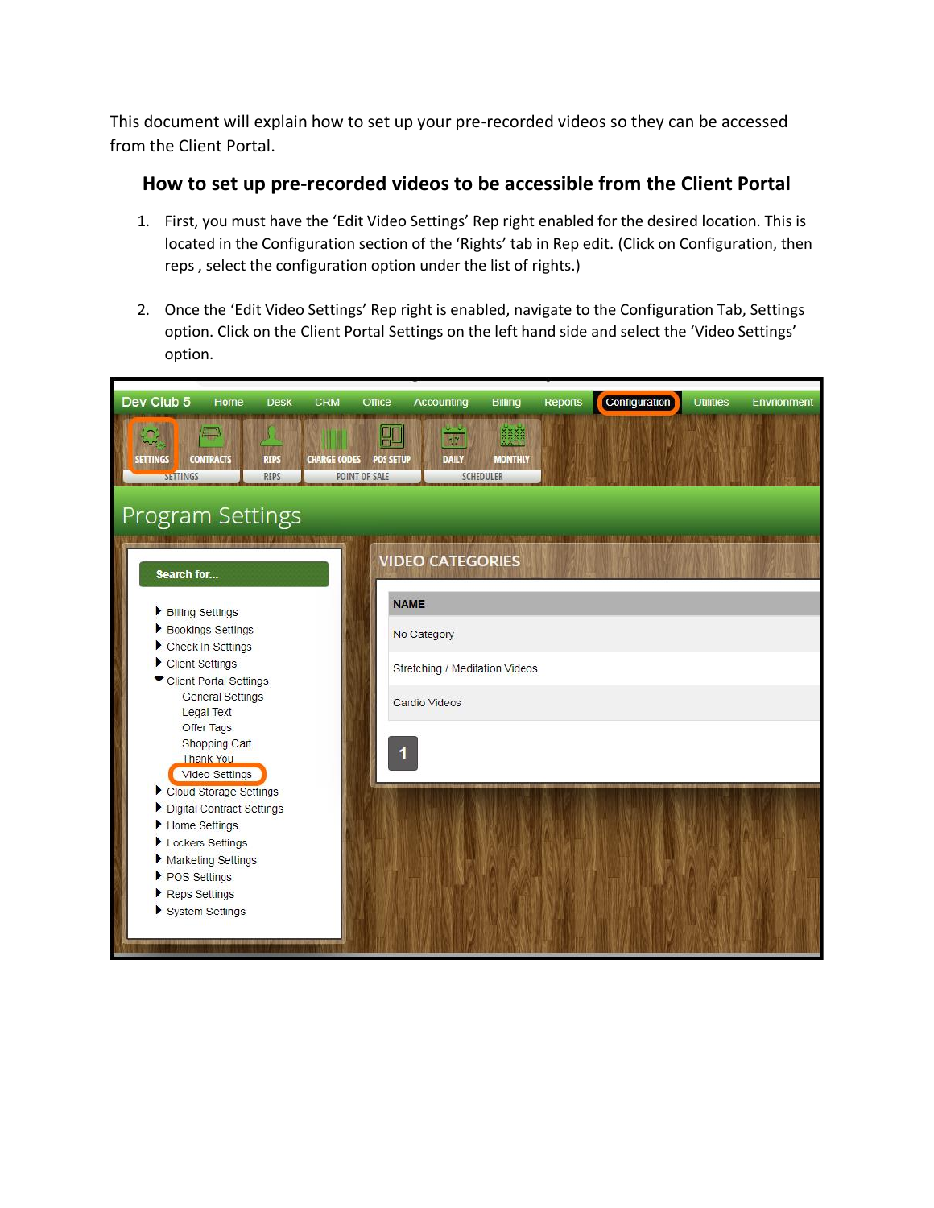This document will explain how to set up your pre-recorded videos so they can be accessed from the Client Portal.

## How to set up pre-recorded videos to be accessible from the Client Portal

1. First, you must have the 'Edit Video Settings' Rep right enabled for the desired location. This is located in the Configuration section of the 'Rights' tab in Rep edit. (Click on Configuration, then reps , select the configuration option under the list of rights.)

2. Once the 'Edit Video Settings' Rep right is enabled, navigate to the Configuration Tab, Settings option. Click on the Client Portal Settings on the left hand side and select the 'Video Settings' option.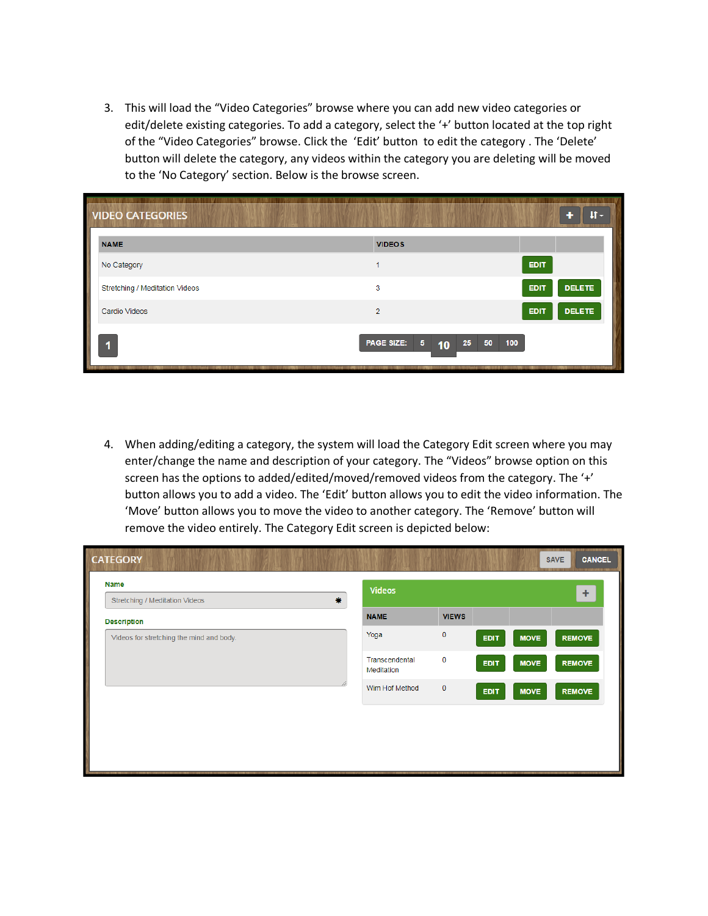3. This will load the “Video Categories” browse where you can add new video categories or edit/delete existing categories. To add a category, select the ‘+’ button located at the top right of the “Video Categories” browse. Click the ‘Edit’ button to edit the category . The ‘Delete’ button will delete the category, any videos within the category you are deleting will be moved to the ‘No Category’ section. Below is the browse screen.

VIDEO CATEGORIES

| NAME | VIDEOS | | |
|---|---|---|---|
| No Category | 1 | EDIT | |
| Stretching / Meditation Videos | 3 | EDIT | DELETE |
| Cardio Videos | 2 | EDIT | DELETE |

1 PAGE SIZE: 5 10 25 50 100

4. When adding/editing a category, the system will load the Category Edit screen where you may enter/change the name and description of your category. The “Videos” browse option on this screen has the options to added/edited/moved/removed videos from the category. The ‘+’ button allows you to add a video. The ‘Edit’ button allows you to edit the video information. The ‘Move’ button allows you to move the video to another category. The ‘Remove’ button will remove the video entirely. The Category Edit screen is depicted below:

CATEGORY SAVE CANCEL

Name: Stretching / Meditation Videos

Description: Videos for stretching the mind and body.

Videos

| NAME | VIEWS | | | |
|---|---|---|---|---|
| Yoga | 0 | EDIT | MOVE | REMOVE |
| Transcendental Meditation | 0 | EDIT | MOVE | REMOVE |
| Wim Hof Method | 0 | EDIT | MOVE | REMOVE |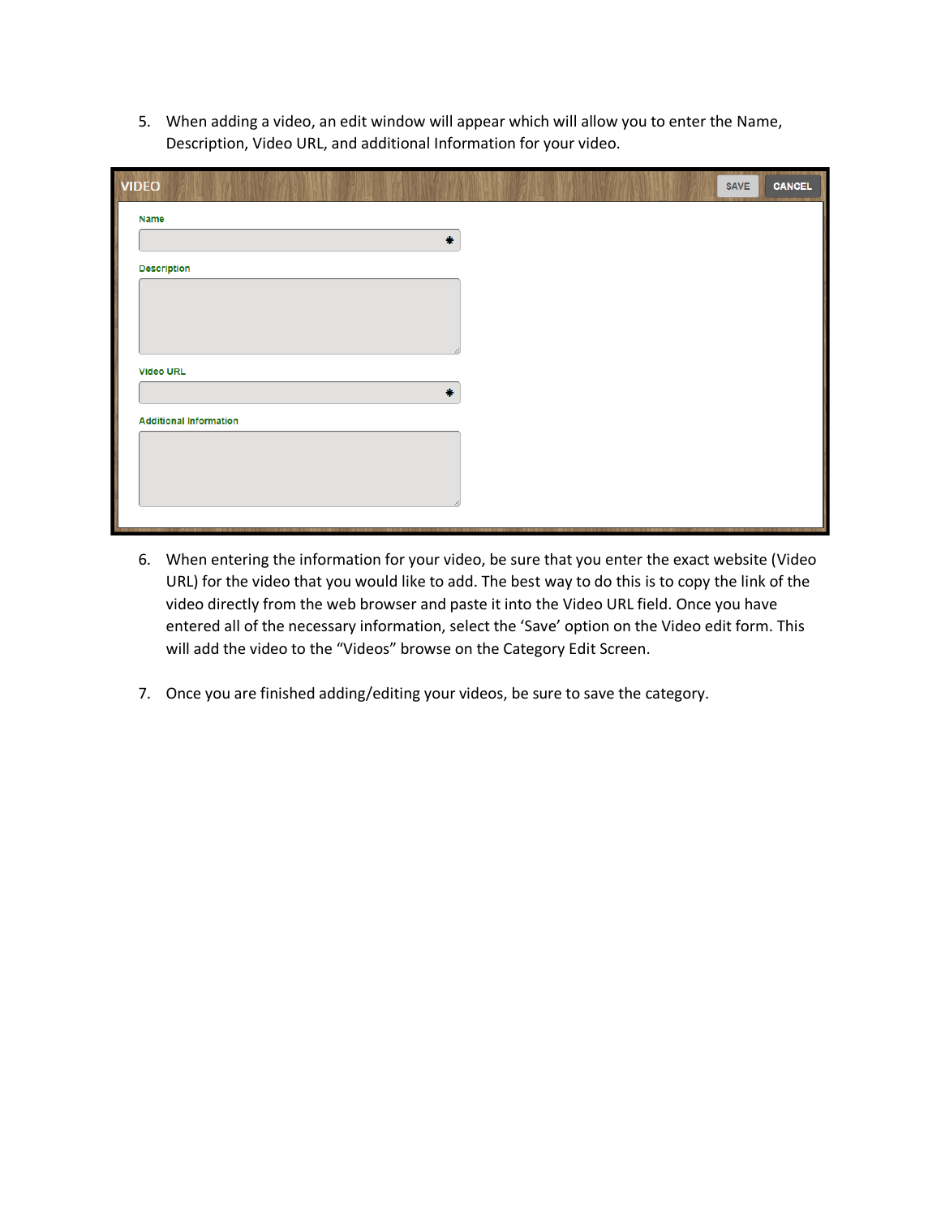5. When adding a video, an edit window will appear which will allow you to enter the Name, Description, Video URL, and additional Information for your video.

6. When entering the information for your video, be sure that you enter the exact website (Video URL) for the video that you would like to add. The best way to do this is to copy the link of the video directly from the web browser and paste it into the Video URL field. Once you have entered all of the necessary information, select the 'Save' option on the Video edit form. This will add the video to the "Videos" browse on the Category Edit Screen.

7. Once you are finished adding/editing your videos, be sure to save the category.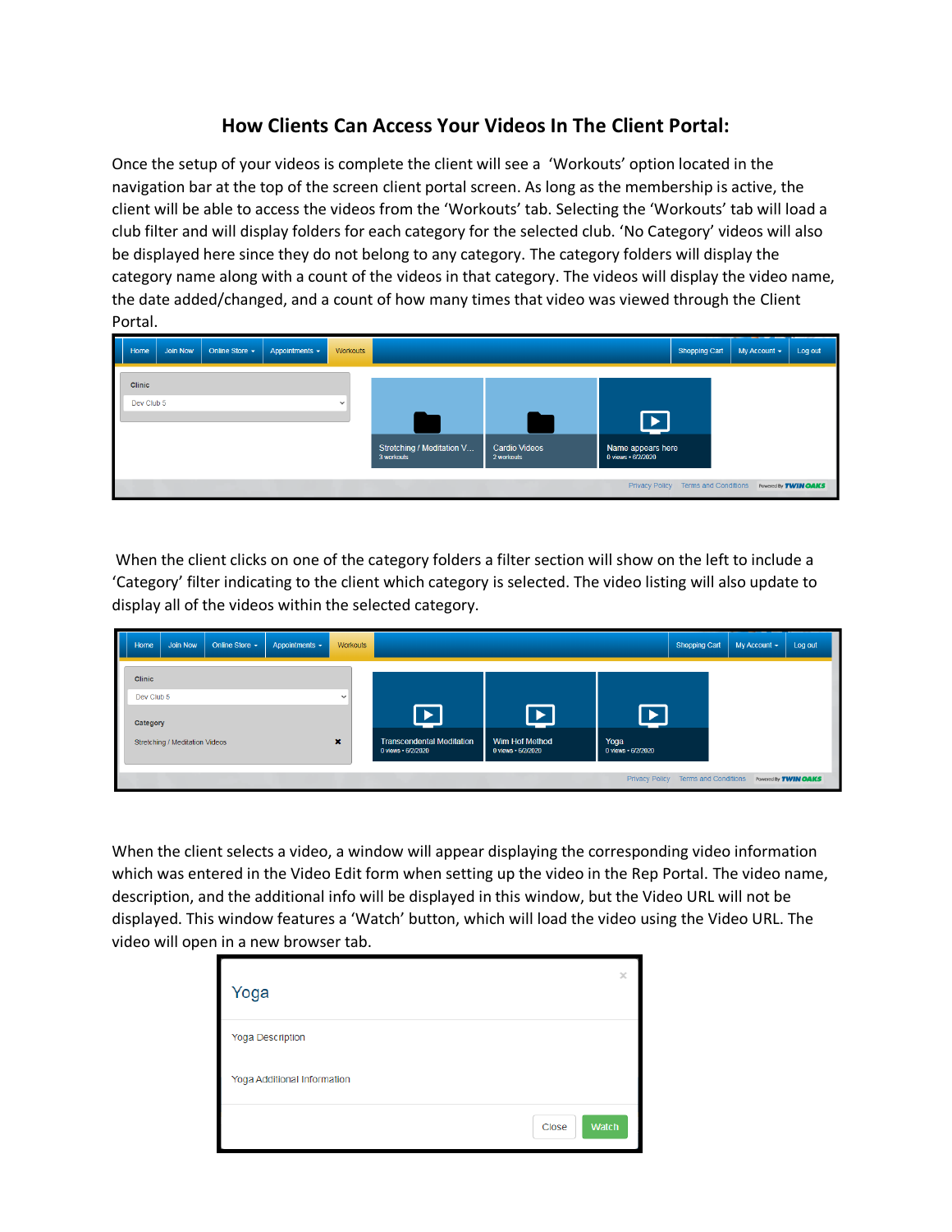# How Clients Can Access Your Videos In The Client Portal:

Once the setup of your videos is complete the client will see a 'Workouts' option located in the navigation bar at the top of the screen client portal screen. As long as the membership is active, the client will be able to access the videos from the 'Workouts' tab. Selecting the 'Workouts' tab will load a club filter and will display folders for each category for the selected club. 'No Category' videos will also be displayed here since they do not belong to any category. The category folders will display the category name along with a count of the videos in that category. The videos will display the video name, the date added/changed, and a count of how many times that video was viewed through the Client Portal.

When the client clicks on one of the category folders a filter section will show on the left to include a 'Category' filter indicating to the client which category is selected. The video listing will also update to display all of the videos within the selected category.

When the client selects a video, a window will appear displaying the corresponding video information which was entered in the Video Edit form when setting up the video in the Rep Portal. The video name, description, and the additional info will be displayed in this window, but the Video URL will not be displayed. This window features a 'Watch' button, which will load the video using the Video URL. The video will open in a new browser tab.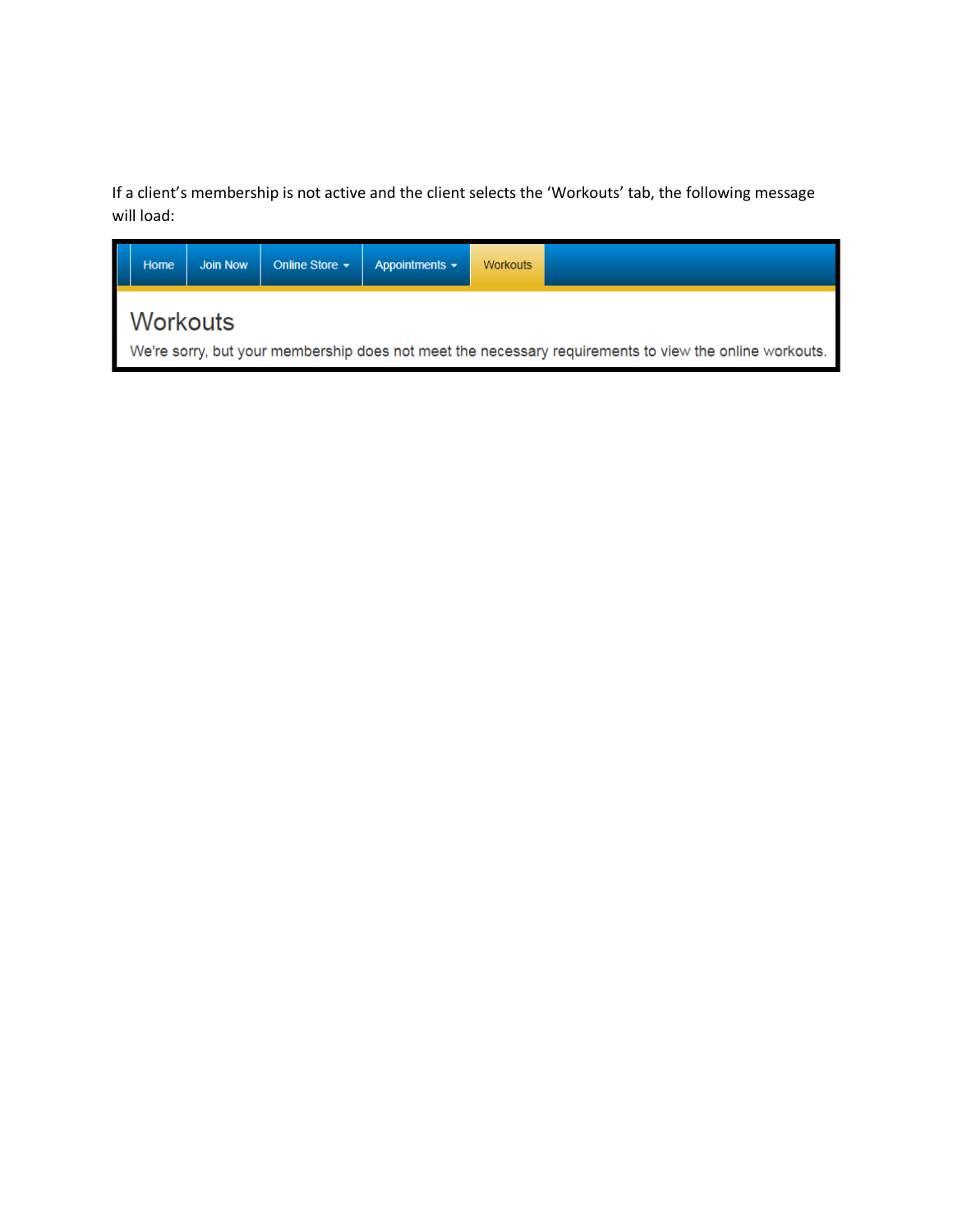If a client's membership is not active and the client selects the 'Workouts' tab, the following message will load:

Home | Join Now | Online Store | Appointments | Workouts

Workouts

We're sorry, but your membership does not meet the necessary requirements to view the online workouts.